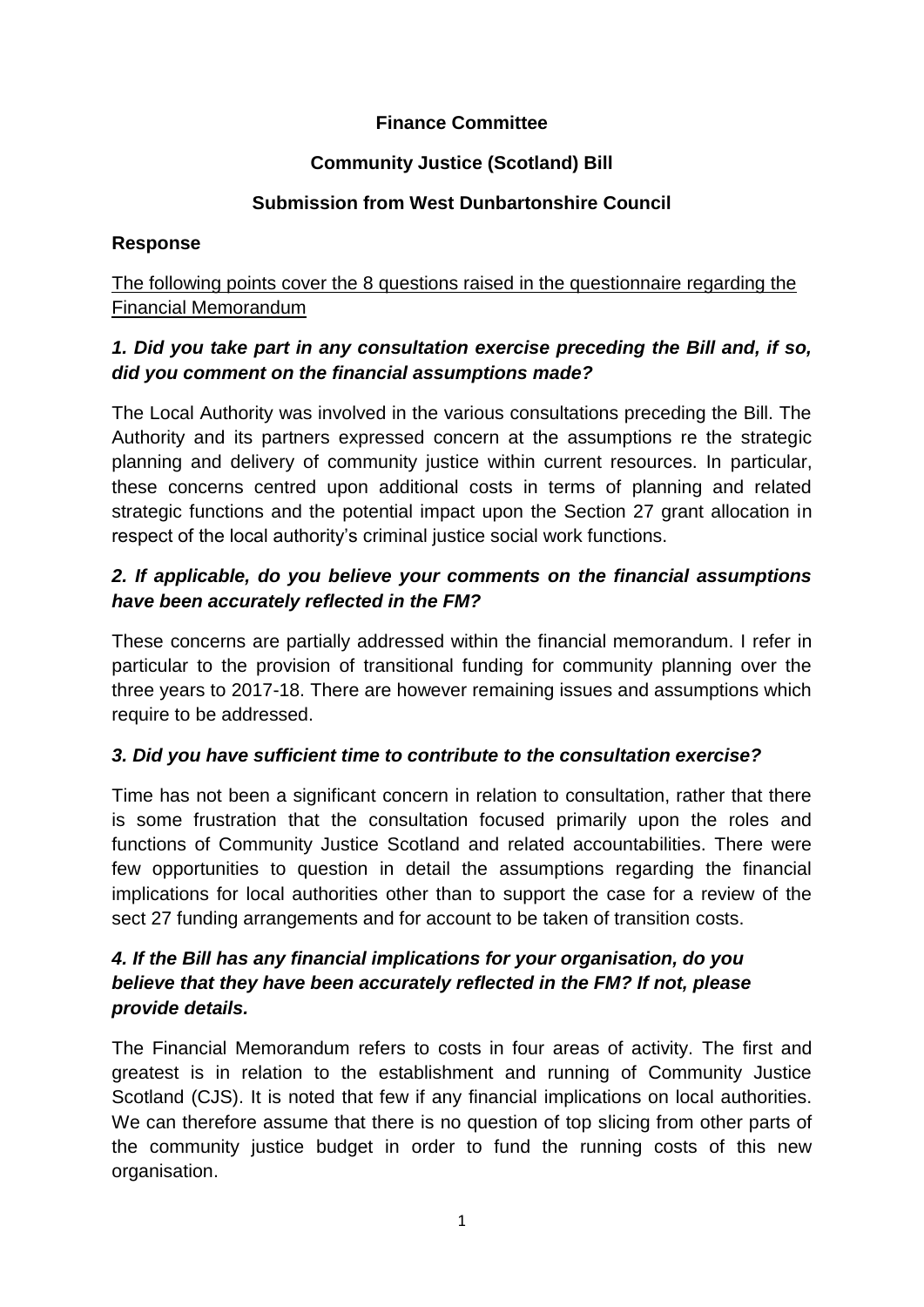**Finance Committee**

**Community Justice (Scotland) Bill**

**Submission from West Dunbartonshire Council**

**Response**

The following points cover the 8 questions raised in the questionnaire regarding the Financial Memorandum

***1. Did you take part in any consultation exercise preceding the Bill and, if so, did you comment on the financial assumptions made?***

The Local Authority was involved in the various consultations preceding the Bill. The Authority and its partners expressed concern at the assumptions re the strategic planning and delivery of community justice within current resources. In particular, these concerns centred upon additional costs in terms of planning and related strategic functions and the potential impact upon the Section 27 grant allocation in respect of the local authority's criminal justice social work functions.

***2. If applicable, do you believe your comments on the financial assumptions have been accurately reflected in the FM?***

These concerns are partially addressed within the financial memorandum. I refer in particular to the provision of transitional funding for community planning over the three years to 2017-18. There are however remaining issues and assumptions which require to be addressed.

***3. Did you have sufficient time to contribute to the consultation exercise?***

Time has not been a significant concern in relation to consultation, rather that there is some frustration that the consultation focused primarily upon the roles and functions of Community Justice Scotland and related accountabilities. There were few opportunities to question in detail the assumptions regarding the financial implications for local authorities other than to support the case for a review of the sect 27 funding arrangements and for account to be taken of transition costs.

***4. If the Bill has any financial implications for your organisation, do you believe that they have been accurately reflected in the FM? If not, please provide details.***

The Financial Memorandum refers to costs in four areas of activity. The first and greatest is in relation to the establishment and running of Community Justice Scotland (CJS). It is noted that few if any financial implications on local authorities. We can therefore assume that there is no question of top slicing from other parts of the community justice budget in order to fund the running costs of this new organisation.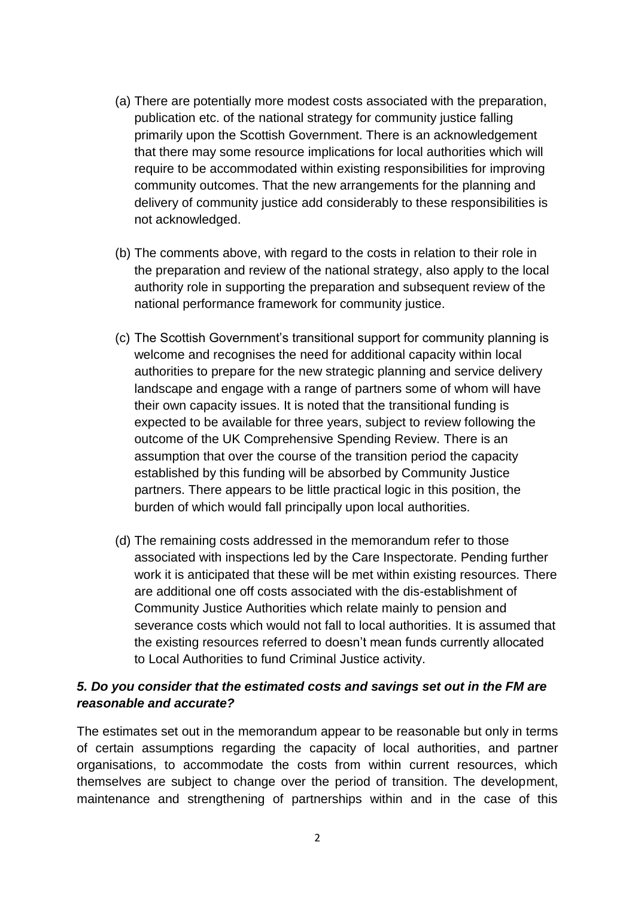(a) There are potentially more modest costs associated with the preparation, publication etc. of the national strategy for community justice falling primarily upon the Scottish Government. There is an acknowledgement that there may some resource implications for local authorities which will require to be accommodated within existing responsibilities for improving community outcomes. That the new arrangements for the planning and delivery of community justice add considerably to these responsibilities is not acknowledged.

(b) The comments above, with regard to the costs in relation to their role in the preparation and review of the national strategy, also apply to the local authority role in supporting the preparation and subsequent review of the national performance framework for community justice.

(c) The Scottish Government's transitional support for community planning is welcome and recognises the need for additional capacity within local authorities to prepare for the new strategic planning and service delivery landscape and engage with a range of partners some of whom will have their own capacity issues. It is noted that the transitional funding is expected to be available for three years, subject to review following the outcome of the UK Comprehensive Spending Review. There is an assumption that over the course of the transition period the capacity established by this funding will be absorbed by Community Justice partners. There appears to be little practical logic in this position, the burden of which would fall principally upon local authorities.

(d) The remaining costs addressed in the memorandum refer to those associated with inspections led by the Care Inspectorate. Pending further work it is anticipated that these will be met within existing resources. There are additional one off costs associated with the dis-establishment of Community Justice Authorities which relate mainly to pension and severance costs which would not fall to local authorities. It is assumed that the existing resources referred to doesn't mean funds currently allocated to Local Authorities to fund Criminal Justice activity.

***5. Do you consider that the estimated costs and savings set out in the FM are reasonable and accurate?***

The estimates set out in the memorandum appear to be reasonable but only in terms of certain assumptions regarding the capacity of local authorities, and partner organisations, to accommodate the costs from within current resources, which themselves are subject to change over the period of transition. The development, maintenance and strengthening of partnerships within and in the case of this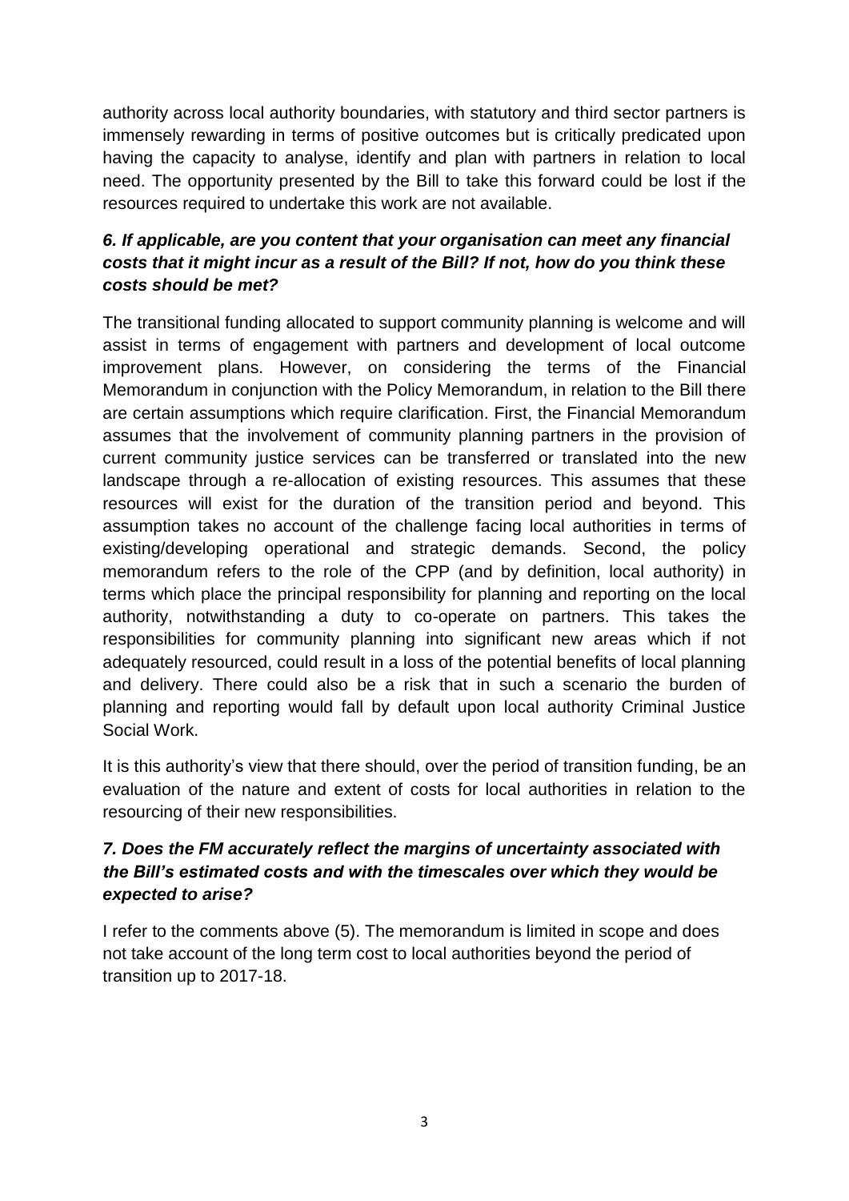authority across local authority boundaries, with statutory and third sector partners is immensely rewarding in terms of positive outcomes but is critically predicated upon having the capacity to analyse, identify and plan with partners in relation to local need. The opportunity presented by the Bill to take this forward could be lost if the resources required to undertake this work are not available.

### *6. If applicable, are you content that your organisation can meet any financial costs that it might incur as a result of the Bill? If not, how do you think these costs should be met?*

The transitional funding allocated to support community planning is welcome and will assist in terms of engagement with partners and development of local outcome improvement plans. However, on considering the terms of the Financial Memorandum in conjunction with the Policy Memorandum, in relation to the Bill there are certain assumptions which require clarification. First, the Financial Memorandum assumes that the involvement of community planning partners in the provision of current community justice services can be transferred or translated into the new landscape through a re-allocation of existing resources. This assumes that these resources will exist for the duration of the transition period and beyond. This assumption takes no account of the challenge facing local authorities in terms of existing/developing operational and strategic demands. Second, the policy memorandum refers to the role of the CPP (and by definition, local authority) in terms which place the principal responsibility for planning and reporting on the local authority, notwithstanding a duty to co-operate on partners. This takes the responsibilities for community planning into significant new areas which if not adequately resourced, could result in a loss of the potential benefits of local planning and delivery. There could also be a risk that in such a scenario the burden of planning and reporting would fall by default upon local authority Criminal Justice Social Work.

It is this authority's view that there should, over the period of transition funding, be an evaluation of the nature and extent of costs for local authorities in relation to the resourcing of their new responsibilities.

### *7. Does the FM accurately reflect the margins of uncertainty associated with the Bill's estimated costs and with the timescales over which they would be expected to arise?*

I refer to the comments above (5). The memorandum is limited in scope and does not take account of the long term cost to local authorities beyond the period of transition up to 2017-18.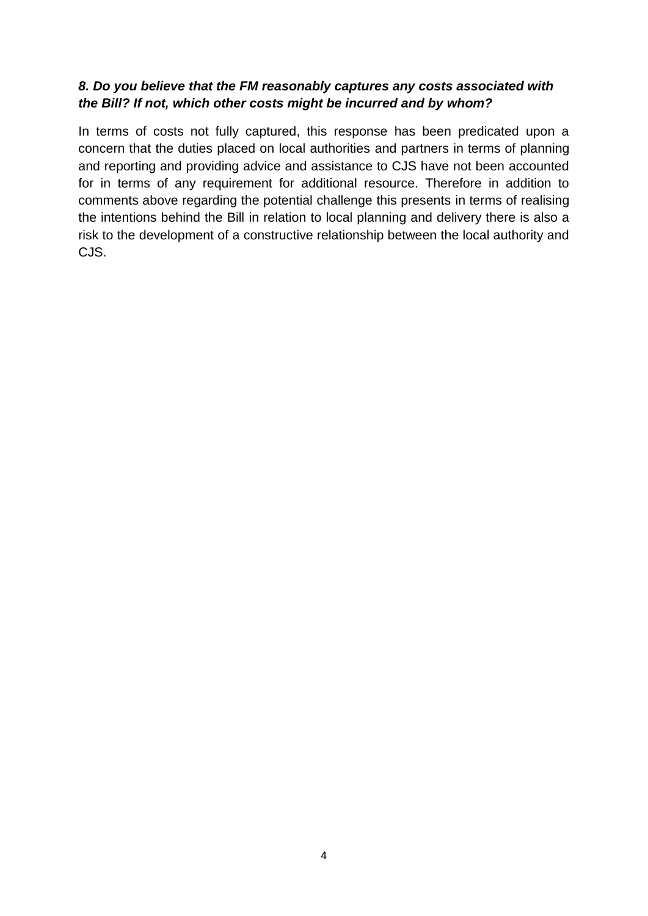***8. Do you believe that the FM reasonably captures any costs associated with the Bill? If not, which other costs might be incurred and by whom?***

In terms of costs not fully captured, this response has been predicated upon a concern that the duties placed on local authorities and partners in terms of planning and reporting and providing advice and assistance to CJS have not been accounted for in terms of any requirement for additional resource. Therefore in addition to comments above regarding the potential challenge this presents in terms of realising the intentions behind the Bill in relation to local planning and delivery there is also a risk to the development of a constructive relationship between the local authority and CJS.